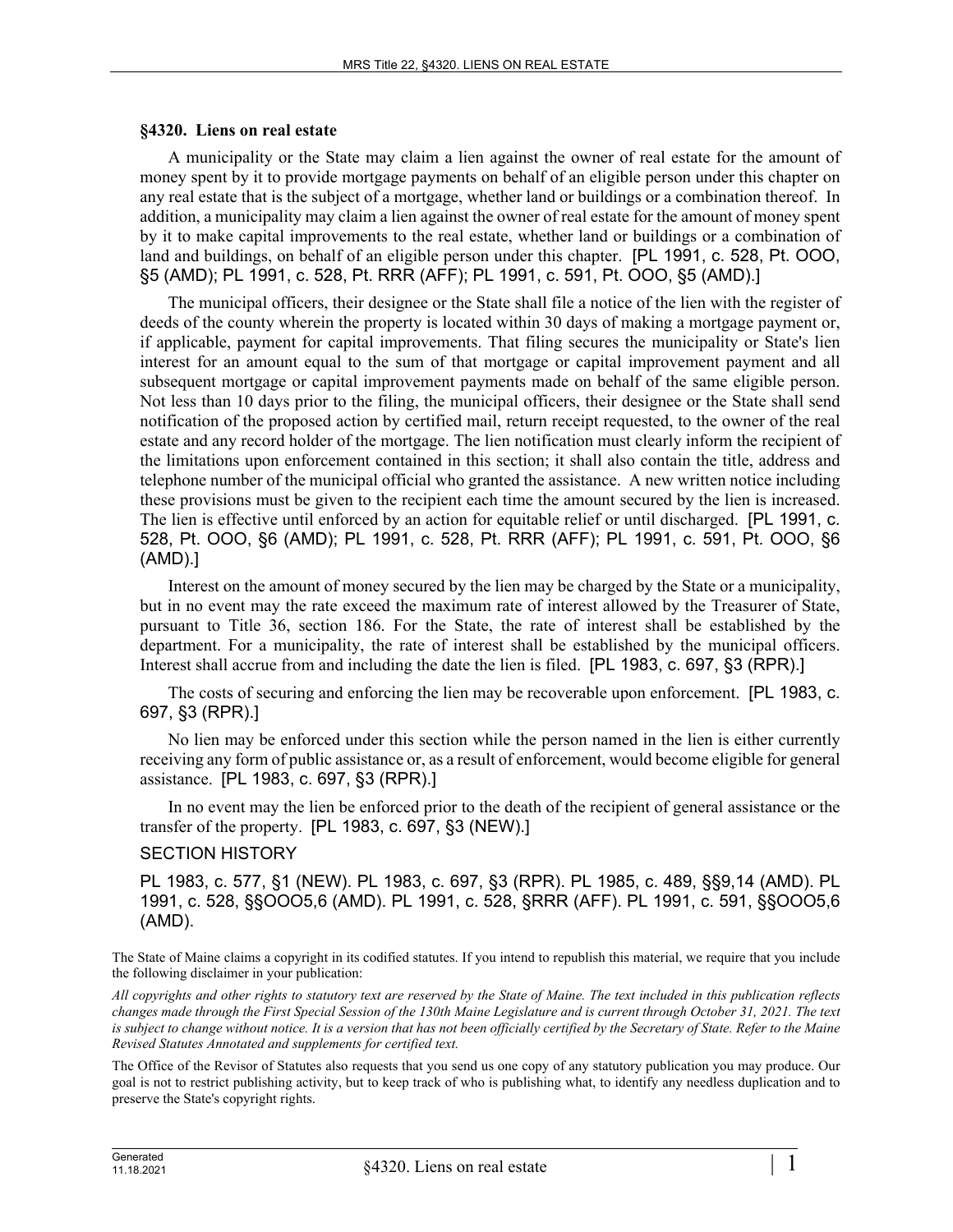## §4320. Liens on real estate

A municipality or the State may claim a lien against the owner of real estate for the amount of money spent by it to provide mortgage payments on behalf of an eligible person under this chapter on any real estate that is the subject of a mortgage, whether land or buildings or a combination thereof. In addition, a municipality may claim a lien against the owner of real estate for the amount of money spent by it to make capital improvements to the real estate, whether land or buildings or a combination of land and buildings, on behalf of an eligible person under this chapter. [PL 1991, c. 528, Pt. OOO, §5 (AMD); PL 1991, c. 528, Pt. RRR (AFF); PL 1991, c. 591, Pt. OOO, §5 (AMD).]

The municipal officers, their designee or the State shall file a notice of the lien with the register of deeds of the county wherein the property is located within 30 days of making a mortgage payment or, if applicable, payment for capital improvements. That filing secures the municipality or State's lien interest for an amount equal to the sum of that mortgage or capital improvement payment and all subsequent mortgage or capital improvement payments made on behalf of the same eligible person. Not less than 10 days prior to the filing, the municipal officers, their designee or the State shall send notification of the proposed action by certified mail, return receipt requested, to the owner of the real estate and any record holder of the mortgage. The lien notification must clearly inform the recipient of the limitations upon enforcement contained in this section; it shall also contain the title, address and telephone number of the municipal official who granted the assistance. A new written notice including these provisions must be given to the recipient each time the amount secured by the lien is increased. The lien is effective until enforced by an action for equitable relief or until discharged. [PL 1991, c. 528, Pt. OOO, §6 (AMD); PL 1991, c. 528, Pt. RRR (AFF); PL 1991, c. 591, Pt. OOO, §6 (AMD).]

Interest on the amount of money secured by the lien may be charged by the State or a municipality, but in no event may the rate exceed the maximum rate of interest allowed by the Treasurer of State, pursuant to Title 36, section 186. For the State, the rate of interest shall be established by the department. For a municipality, the rate of interest shall be established by the municipal officers. Interest shall accrue from and including the date the lien is filed. [PL 1983, c. 697, §3 (RPR).]

The costs of securing and enforcing the lien may be recoverable upon enforcement. [PL 1983, c. 697, §3 (RPR).]

No lien may be enforced under this section while the person named in the lien is either currently receiving any form of public assistance or, as a result of enforcement, would become eligible for general assistance. [PL 1983, c. 697, §3 (RPR).]

In no event may the lien be enforced prior to the death of the recipient of general assistance or the transfer of the property. [PL 1983, c. 697, §3 (NEW).]

SECTION HISTORY

PL 1983, c. 577, §1 (NEW). PL 1983, c. 697, §3 (RPR). PL 1985, c. 489, §§9,14 (AMD). PL 1991, c. 528, §§OOO5,6 (AMD). PL 1991, c. 528, §RRR (AFF). PL 1991, c. 591, §§OOO5,6 (AMD).

The State of Maine claims a copyright in its codified statutes. If you intend to republish this material, we require that you include the following disclaimer in your publication:

*All copyrights and other rights to statutory text are reserved by the State of Maine. The text included in this publication reflects changes made through the First Special Session of the 130th Maine Legislature and is current through October 31, 2021. The text is subject to change without notice. It is a version that has not been officially certified by the Secretary of State. Refer to the Maine Revised Statutes Annotated and supplements for certified text.*

The Office of the Revisor of Statutes also requests that you send us one copy of any statutory publication you may produce. Our goal is not to restrict publishing activity, but to keep track of who is publishing what, to identify any needless duplication and to preserve the State's copyright rights.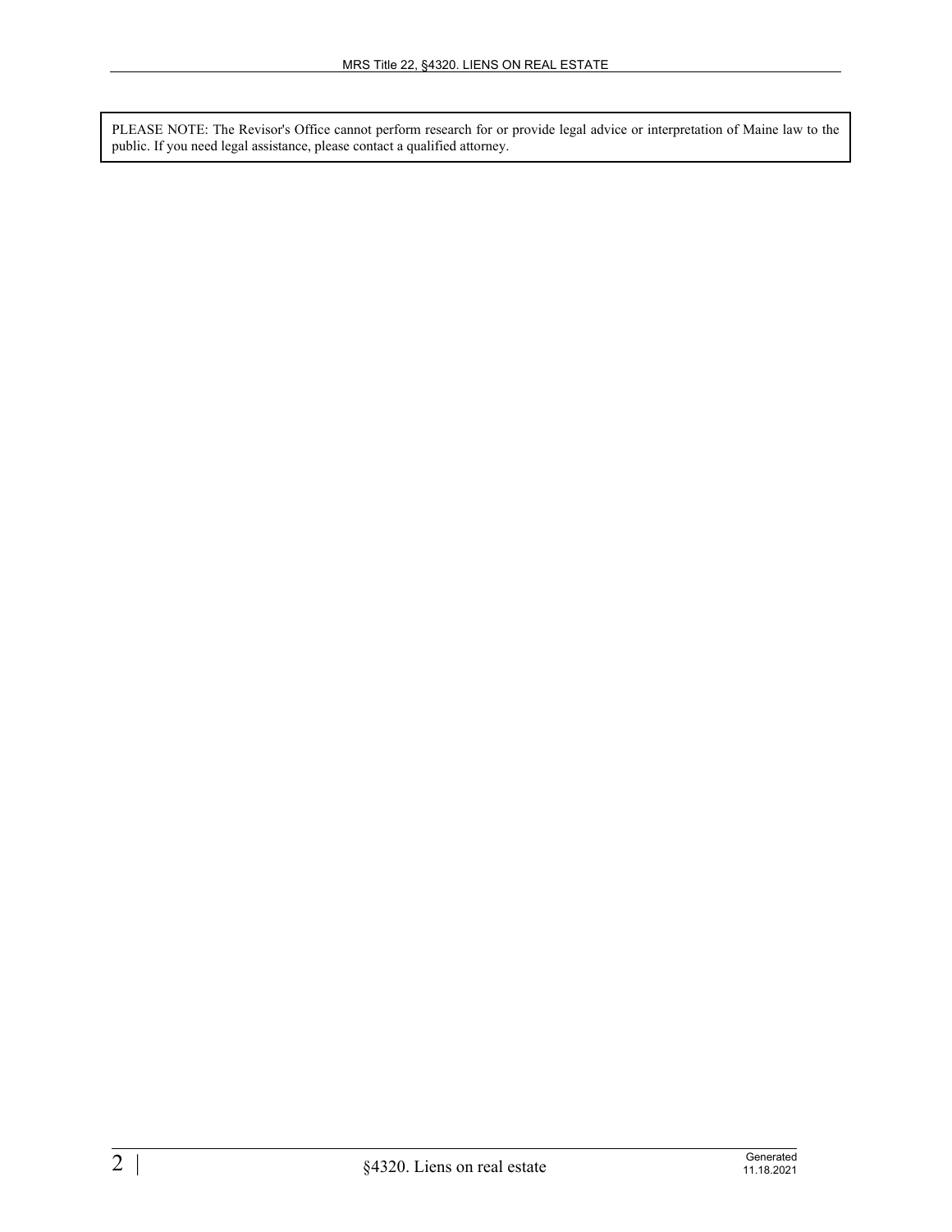PLEASE NOTE: The Revisor's Office cannot perform research for or provide legal advice or interpretation of Maine law to the public. If you need legal assistance, please contact a qualified attorney.